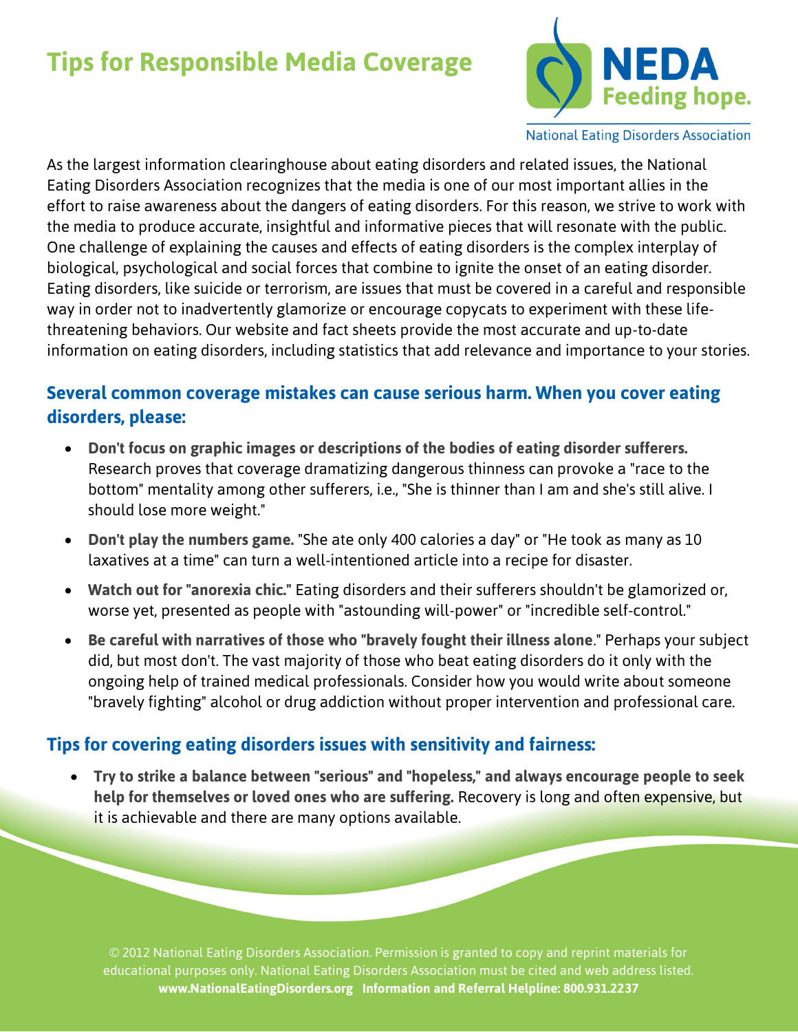# Tips for Responsible Media Coverage

NEDA
Feeding hope.
National Eating Disorders Association

As the largest information clearinghouse about eating disorders and related issues, the National Eating Disorders Association recognizes that the media is one of our most important allies in the effort to raise awareness about the dangers of eating disorders. For this reason, we strive to work with the media to produce accurate, insightful and informative pieces that will resonate with the public. One challenge of explaining the causes and effects of eating disorders is the complex interplay of biological, psychological and social forces that combine to ignite the onset of an eating disorder. Eating disorders, like suicide or terrorism, are issues that must be covered in a careful and responsible way in order not to inadvertently glamorize or encourage copycats to experiment with these life-threatening behaviors. Our website and fact sheets provide the most accurate and up-to-date information on eating disorders, including statistics that add relevance and importance to your stories.

## Several common coverage mistakes can cause serious harm. When you cover eating disorders, please:

- **Don't focus on graphic images or descriptions of the bodies of eating disorder sufferers.** Research proves that coverage dramatizing dangerous thinness can provoke a "race to the bottom" mentality among other sufferers, i.e., "She is thinner than I am and she's still alive. I should lose more weight."
- **Don't play the numbers game.** "She ate only 400 calories a day" or "He took as many as 10 laxatives at a time" can turn a well-intentioned article into a recipe for disaster.
- **Watch out for "anorexia chic."** Eating disorders and their sufferers shouldn't be glamorized or, worse yet, presented as people with "astounding will-power" or "incredible self-control."
- **Be careful with narratives of those who "bravely fought their illness alone**." Perhaps your subject did, but most don't. The vast majority of those who beat eating disorders do it only with the ongoing help of trained medical professionals. Consider how you would write about someone "bravely fighting" alcohol or drug addiction without proper intervention and professional care.

## Tips for covering eating disorders issues with sensitivity and fairness:

- **Try to strike a balance between "serious" and "hopeless," and always encourage people to seek help for themselves or loved ones who are suffering.** Recovery is long and often expensive, but it is achievable and there are many options available.

© 2012 National Eating Disorders Association. Permission is granted to copy and reprint materials for educational purposes only. National Eating Disorders Association must be cited and web address listed.
**www.NationalEatingDisorders.org Information and Referral Helpline: 800.931.2237**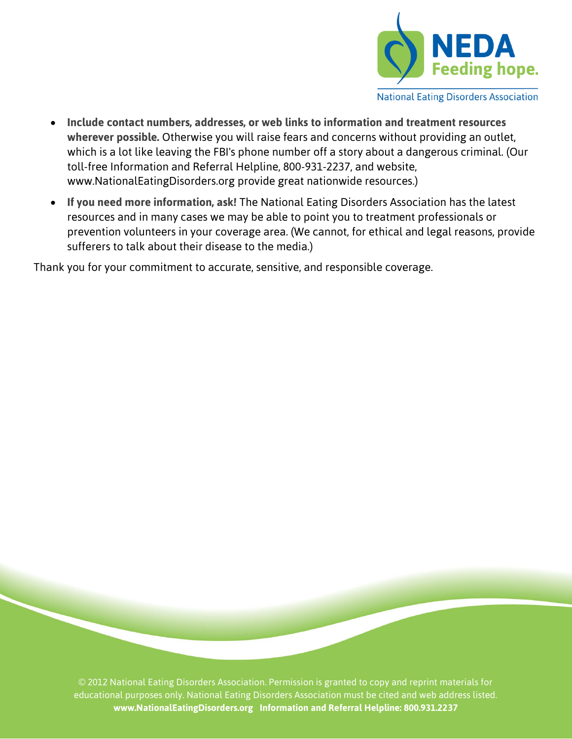- **Include contact numbers, addresses, or web links to information and treatment resources wherever possible.** Otherwise you will raise fears and concerns without providing an outlet, which is a lot like leaving the FBI's phone number off a story about a dangerous criminal. (Our toll-free Information and Referral Helpline, 800-931-2237, and website, www.NationalEatingDisorders.org provide great nationwide resources.)
- **If you need more information, ask!** The National Eating Disorders Association has the latest resources and in many cases we may be able to point you to treatment professionals or prevention volunteers in your coverage area. (We cannot, for ethical and legal reasons, provide sufferers to talk about their disease to the media.)

Thank you for your commitment to accurate, sensitive, and responsible coverage.